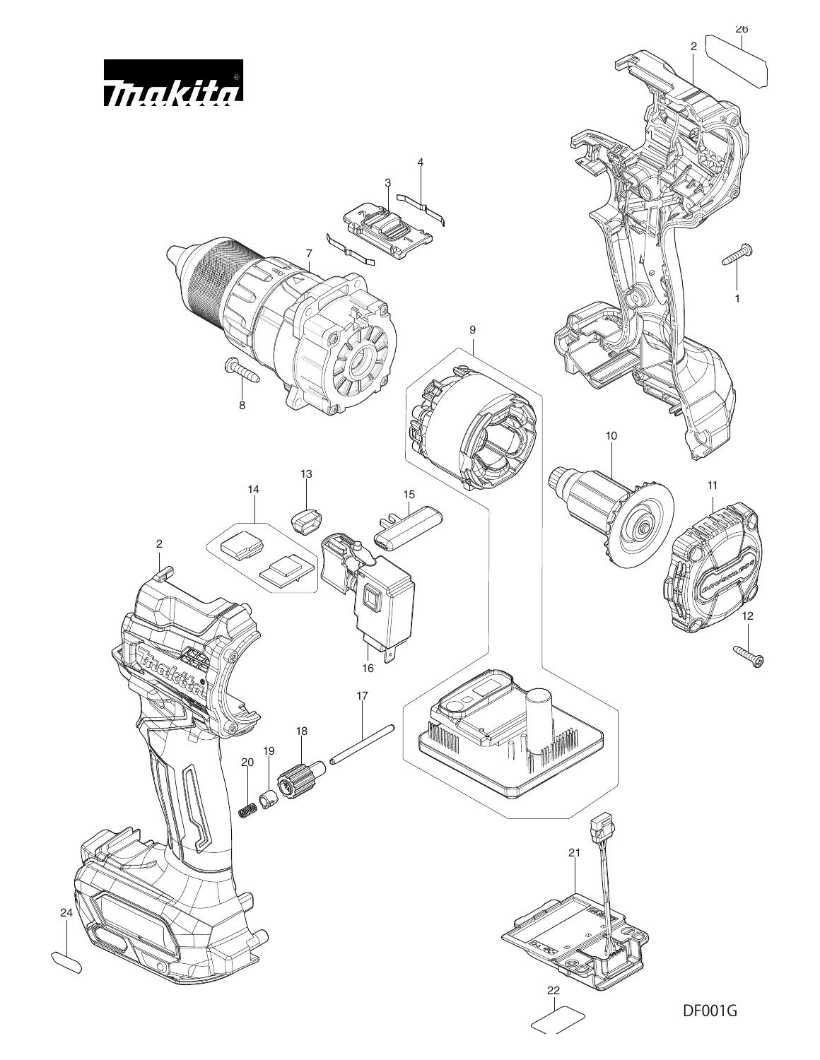makita

DF001G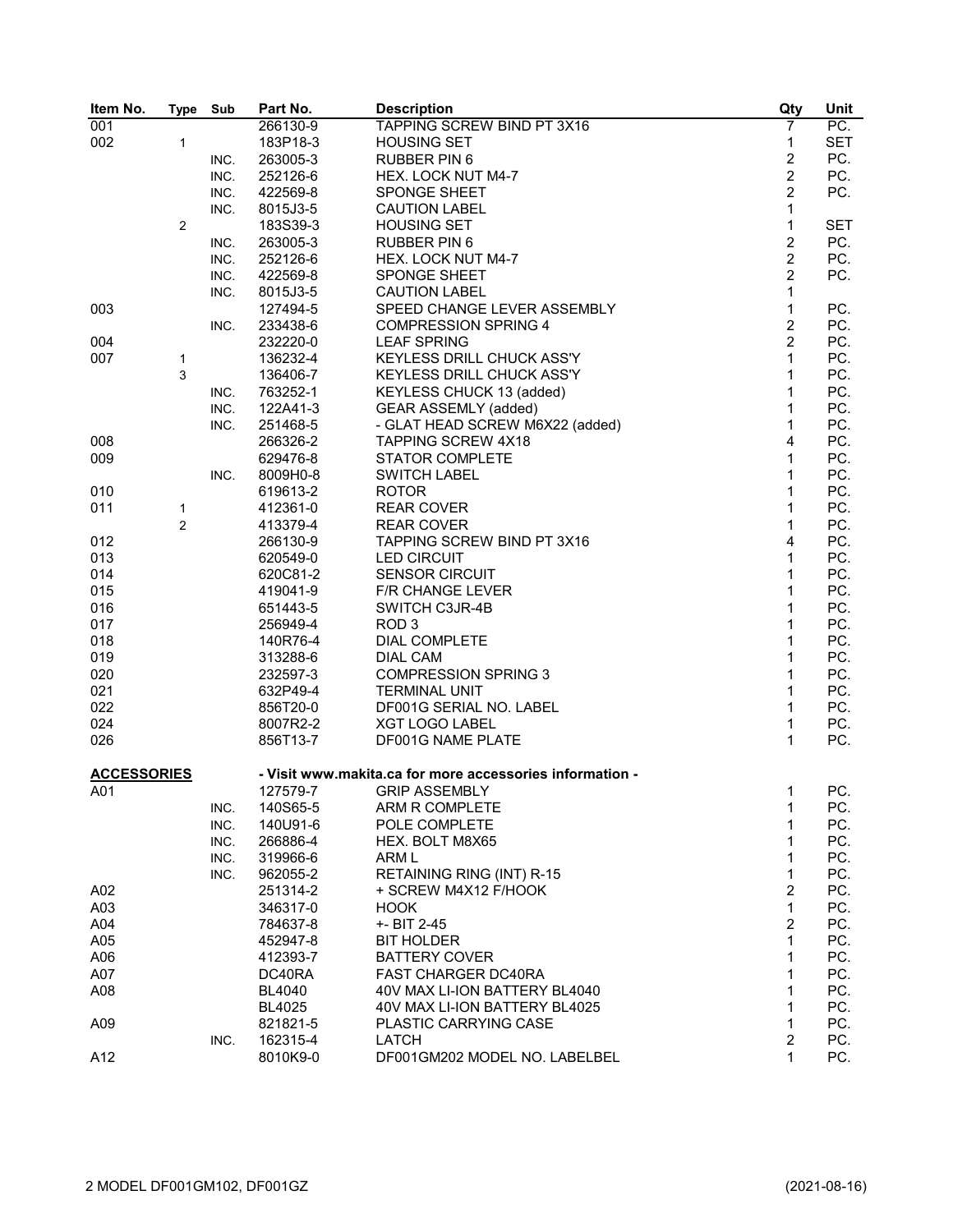| Item No. | Type | Sub | Part No. | Description | Qty | Unit |
|---|---|---|---|---|---|---|
| 001 | | | 266130-9 | TAPPING SCREW BIND PT 3X16 | 7 | PC. |
| 002 | 1 | | 183P18-3 | HOUSING SET | 1 | SET |
| | | INC. | 263005-3 | RUBBER PIN 6 | 2 | PC. |
| | | INC. | 252126-6 | HEX. LOCK NUT M4-7 | 2 | PC. |
| | | INC. | 422569-8 | SPONGE SHEET | 2 | PC. |
| | | INC. | 8015J3-5 | CAUTION LABEL | 1 | |
| | 2 | | 183S39-3 | HOUSING SET | 1 | SET |
| | | INC. | 263005-3 | RUBBER PIN 6 | 2 | PC. |
| | | INC. | 252126-6 | HEX. LOCK NUT M4-7 | 2 | PC. |
| | | INC. | 422569-8 | SPONGE SHEET | 2 | PC. |
| | | INC. | 8015J3-5 | CAUTION LABEL | 1 | |
| 003 | | | 127494-5 | SPEED CHANGE LEVER ASSEMBLY | 1 | PC. |
| | | INC. | 233438-6 | COMPRESSION SPRING 4 | 2 | PC. |
| 004 | | | 232220-0 | LEAF SPRING | 2 | PC. |
| 007 | 1 | | 136232-4 | KEYLESS DRILL CHUCK ASS'Y | 1 | PC. |
| | 3 | | 136406-7 | KEYLESS DRILL CHUCK ASS'Y | 1 | PC. |
| | | INC. | 763252-1 | KEYLESS CHUCK 13 (added) | 1 | PC. |
| | | INC. | 122A41-3 | GEAR ASSEMLY (added) | 1 | PC. |
| | | INC. | 251468-5 | - GLAT HEAD SCREW M6X22 (added) | 1 | PC. |
| 008 | | | 266326-2 | TAPPING SCREW 4X18 | 4 | PC. |
| 009 | | | 629476-8 | STATOR COMPLETE | 1 | PC. |
| | | INC. | 8009H0-8 | SWITCH LABEL | 1 | PC. |
| 010 | | | 619613-2 | ROTOR | 1 | PC. |
| 011 | 1 | | 412361-0 | REAR COVER | 1 | PC. |
| | 2 | | 413379-4 | REAR COVER | 1 | PC. |
| 012 | | | 266130-9 | TAPPING SCREW BIND PT 3X16 | 4 | PC. |
| 013 | | | 620549-0 | LED CIRCUIT | 1 | PC. |
| 014 | | | 620C81-2 | SENSOR CIRCUIT | 1 | PC. |
| 015 | | | 419041-9 | F/R CHANGE LEVER | 1 | PC. |
| 016 | | | 651443-5 | SWITCH C3JR-4B | 1 | PC. |
| 017 | | | 256949-4 | ROD 3 | 1 | PC. |
| 018 | | | 140R76-4 | DIAL COMPLETE | 1 | PC. |
| 019 | | | 313288-6 | DIAL CAM | 1 | PC. |
| 020 | | | 232597-3 | COMPRESSION SPRING 3 | 1 | PC. |
| 021 | | | 632P49-4 | TERMINAL UNIT | 1 | PC. |
| 022 | | | 856T20-0 | DF001G SERIAL NO. LABEL | 1 | PC. |
| 024 | | | 8007R2-2 | XGT LOGO LABEL | 1 | PC. |
| 026 | | | 856T13-7 | DF001G NAME PLATE | 1 | PC. |
| **ACCESSORIES** | | | | - Visit www.makita.ca for more accessories information - | | |
| A01 | | | 127579-7 | GRIP ASSEMBLY | 1 | PC. |
| | | INC. | 140S65-5 | ARM R COMPLETE | 1 | PC. |
| | | INC. | 140U91-6 | POLE COMPLETE | 1 | PC. |
| | | INC. | 266886-4 | HEX. BOLT M8X65 | 1 | PC. |
| | | INC. | 319966-6 | ARM L | 1 | PC. |
| | | INC. | 962055-2 | RETAINING RING (INT) R-15 | 1 | PC. |
| A02 | | | 251314-2 | + SCREW M4X12 F/HOOK | 2 | PC. |
| A03 | | | 346317-0 | HOOK | 1 | PC. |
| A04 | | | 784637-8 | +- BIT 2-45 | 2 | PC. |
| A05 | | | 452947-8 | BIT HOLDER | 1 | PC. |
| A06 | | | 412393-7 | BATTERY COVER | 1 | PC. |
| A07 | | | DC40RA | FAST CHARGER DC40RA | 1 | PC. |
| A08 | | | BL4040 | 40V MAX LI-ION BATTERY BL4040 | 1 | PC. |
| | | | BL4025 | 40V MAX LI-ION BATTERY BL4025 | 1 | PC. |
| A09 | | | 821821-5 | PLASTIC CARRYING CASE | 1 | PC. |
| | | INC. | 162315-4 | LATCH | 2 | PC. |
| A12 | | | 8010K9-0 | DF001GM202 MODEL NO. LABELBEL | 1 | PC. |